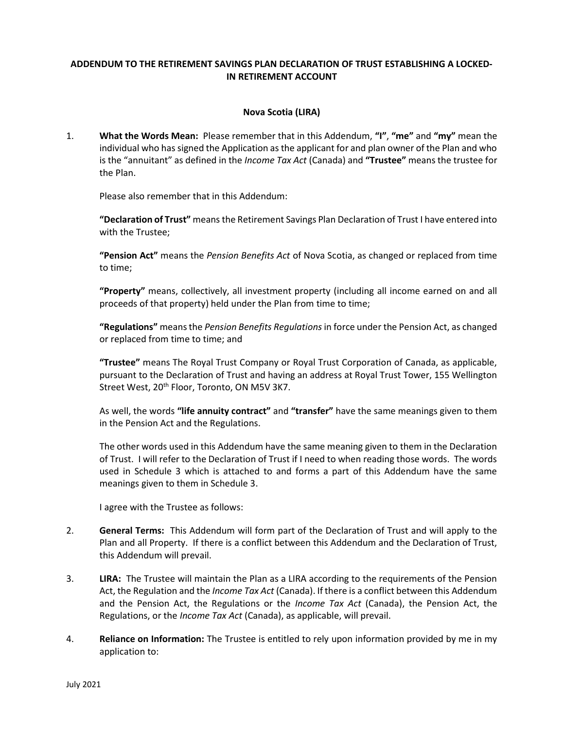## ADDENDUM TO THE RETIREMENT SAVINGS PLAN DECLARATION OF TRUST ESTABLISHING A LOCKED-IN RETIREMENT ACCOUNT

### Nova Scotia (LIRA)

1. **What the Words Mean:** Please remember that in this Addendum, **"I"**, **"me"** and **"my"** mean the individual who has signed the Application as the applicant for and plan owner of the Plan and who is the "annuitant" as defined in the *Income Tax Act* (Canada) and **"Trustee"** means the trustee for the Plan.

   Please also remember that in this Addendum:

   **"Declaration of Trust"** means the Retirement Savings Plan Declaration of Trust I have entered into with the Trustee;

   **"Pension Act"** means the *Pension Benefits Act* of Nova Scotia, as changed or replaced from time to time;

   **"Property"** means, collectively, all investment property (including all income earned on and all proceeds of that property) held under the Plan from time to time;

   **"Regulations"** means the *Pension Benefits Regulations* in force under the Pension Act, as changed or replaced from time to time; and

   **"Trustee"** means The Royal Trust Company or Royal Trust Corporation of Canada, as applicable, pursuant to the Declaration of Trust and having an address at Royal Trust Tower, 155 Wellington Street West, 20th Floor, Toronto, ON M5V 3K7.

   As well, the words **"life annuity contract"** and **"transfer"** have the same meanings given to them in the Pension Act and the Regulations.

   The other words used in this Addendum have the same meaning given to them in the Declaration of Trust. I will refer to the Declaration of Trust if I need to when reading those words. The words used in Schedule 3 which is attached to and forms a part of this Addendum have the same meanings given to them in Schedule 3.

   I agree with the Trustee as follows:

2. **General Terms:** This Addendum will form part of the Declaration of Trust and will apply to the Plan and all Property. If there is a conflict between this Addendum and the Declaration of Trust, this Addendum will prevail.

3. **LIRA:** The Trustee will maintain the Plan as a LIRA according to the requirements of the Pension Act, the Regulation and the *Income Tax Act* (Canada). If there is a conflict between this Addendum and the Pension Act, the Regulations or the *Income Tax Act* (Canada), the Pension Act, the Regulations, or the *Income Tax Act* (Canada), as applicable, will prevail.

4. **Reliance on Information:** The Trustee is entitled to rely upon information provided by me in my application to: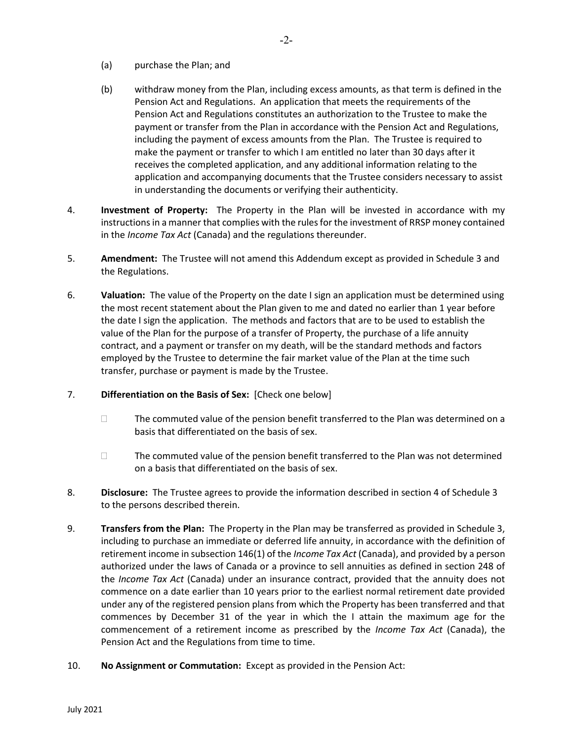(a) purchase the Plan; and

(b) withdraw money from the Plan, including excess amounts, as that term is defined in the Pension Act and Regulations. An application that meets the requirements of the Pension Act and Regulations constitutes an authorization to the Trustee to make the payment or transfer from the Plan in accordance with the Pension Act and Regulations, including the payment of excess amounts from the Plan. The Trustee is required to make the payment or transfer to which I am entitled no later than 30 days after it receives the completed application, and any additional information relating to the application and accompanying documents that the Trustee considers necessary to assist in understanding the documents or verifying their authenticity.

4. **Investment of Property:** The Property in the Plan will be invested in accordance with my instructions in a manner that complies with the rules for the investment of RRSP money contained in the *Income Tax Act* (Canada) and the regulations thereunder.

5. **Amendment:** The Trustee will not amend this Addendum except as provided in Schedule 3 and the Regulations.

6. **Valuation:** The value of the Property on the date I sign an application must be determined using the most recent statement about the Plan given to me and dated no earlier than 1 year before the date I sign the application. The methods and factors that are to be used to establish the value of the Plan for the purpose of a transfer of Property, the purchase of a life annuity contract, and a payment or transfer on my death, will be the standard methods and factors employed by the Trustee to determine the fair market value of the Plan at the time such transfer, purchase or payment is made by the Trustee.

7. **Differentiation on the Basis of Sex:** [Check one below]

   ☐ The commuted value of the pension benefit transferred to the Plan was determined on a basis that differentiated on the basis of sex.

   ☐ The commuted value of the pension benefit transferred to the Plan was not determined on a basis that differentiated on the basis of sex.

8. **Disclosure:** The Trustee agrees to provide the information described in section 4 of Schedule 3 to the persons described therein.

9. **Transfers from the Plan:** The Property in the Plan may be transferred as provided in Schedule 3, including to purchase an immediate or deferred life annuity, in accordance with the definition of retirement income in subsection 146(1) of the *Income Tax Act* (Canada), and provided by a person authorized under the laws of Canada or a province to sell annuities as defined in section 248 of the *Income Tax Act* (Canada) under an insurance contract, provided that the annuity does not commence on a date earlier than 10 years prior to the earliest normal retirement date provided under any of the registered pension plans from which the Property has been transferred and that commences by December 31 of the year in which the I attain the maximum age for the commencement of a retirement income as prescribed by the *Income Tax Act* (Canada), the Pension Act and the Regulations from time to time.

10. **No Assignment or Commutation:** Except as provided in the Pension Act: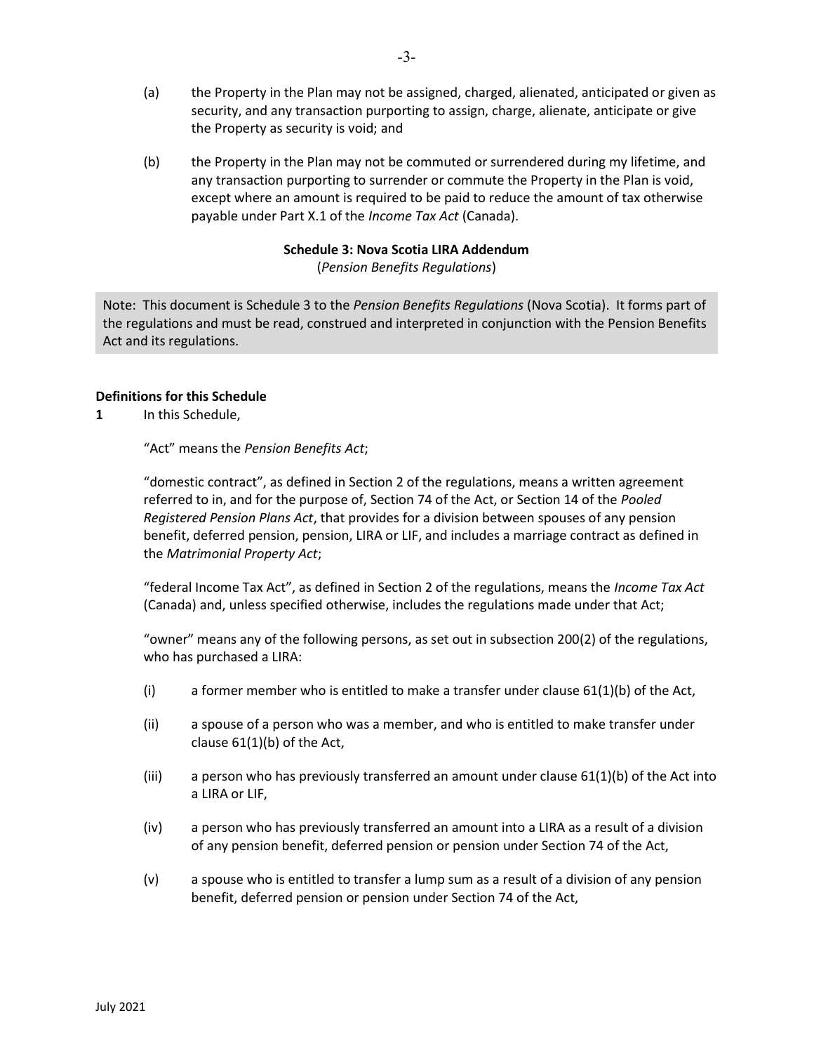(a) the Property in the Plan may not be assigned, charged, alienated, anticipated or given as security, and any transaction purporting to assign, charge, alienate, anticipate or give the Property as security is void; and

(b) the Property in the Plan may not be commuted or surrendered during my lifetime, and any transaction purporting to surrender or commute the Property in the Plan is void, except where an amount is required to be paid to reduce the amount of tax otherwise payable under Part X.1 of the *Income Tax Act* (Canada).

## Schedule 3: Nova Scotia LIRA Addendum

(*Pension Benefits Regulations*)

Note: This document is Schedule 3 to the *Pension Benefits Regulations* (Nova Scotia). It forms part of the regulations and must be read, construed and interpreted in conjunction with the Pension Benefits Act and its regulations.

**Definitions for this Schedule**

**1** In this Schedule,

"Act" means the *Pension Benefits Act*;

"domestic contract", as defined in Section 2 of the regulations, means a written agreement referred to in, and for the purpose of, Section 74 of the Act, or Section 14 of the *Pooled Registered Pension Plans Act*, that provides for a division between spouses of any pension benefit, deferred pension, pension, LIRA or LIF, and includes a marriage contract as defined in the *Matrimonial Property Act*;

"federal Income Tax Act", as defined in Section 2 of the regulations, means the *Income Tax Act* (Canada) and, unless specified otherwise, includes the regulations made under that Act;

"owner" means any of the following persons, as set out in subsection 200(2) of the regulations, who has purchased a LIRA:

(i) a former member who is entitled to make a transfer under clause 61(1)(b) of the Act,

(ii) a spouse of a person who was a member, and who is entitled to make transfer under clause 61(1)(b) of the Act,

(iii) a person who has previously transferred an amount under clause 61(1)(b) of the Act into a LIRA or LIF,

(iv) a person who has previously transferred an amount into a LIRA as a result of a division of any pension benefit, deferred pension or pension under Section 74 of the Act,

(v) a spouse who is entitled to transfer a lump sum as a result of a division of any pension benefit, deferred pension or pension under Section 74 of the Act,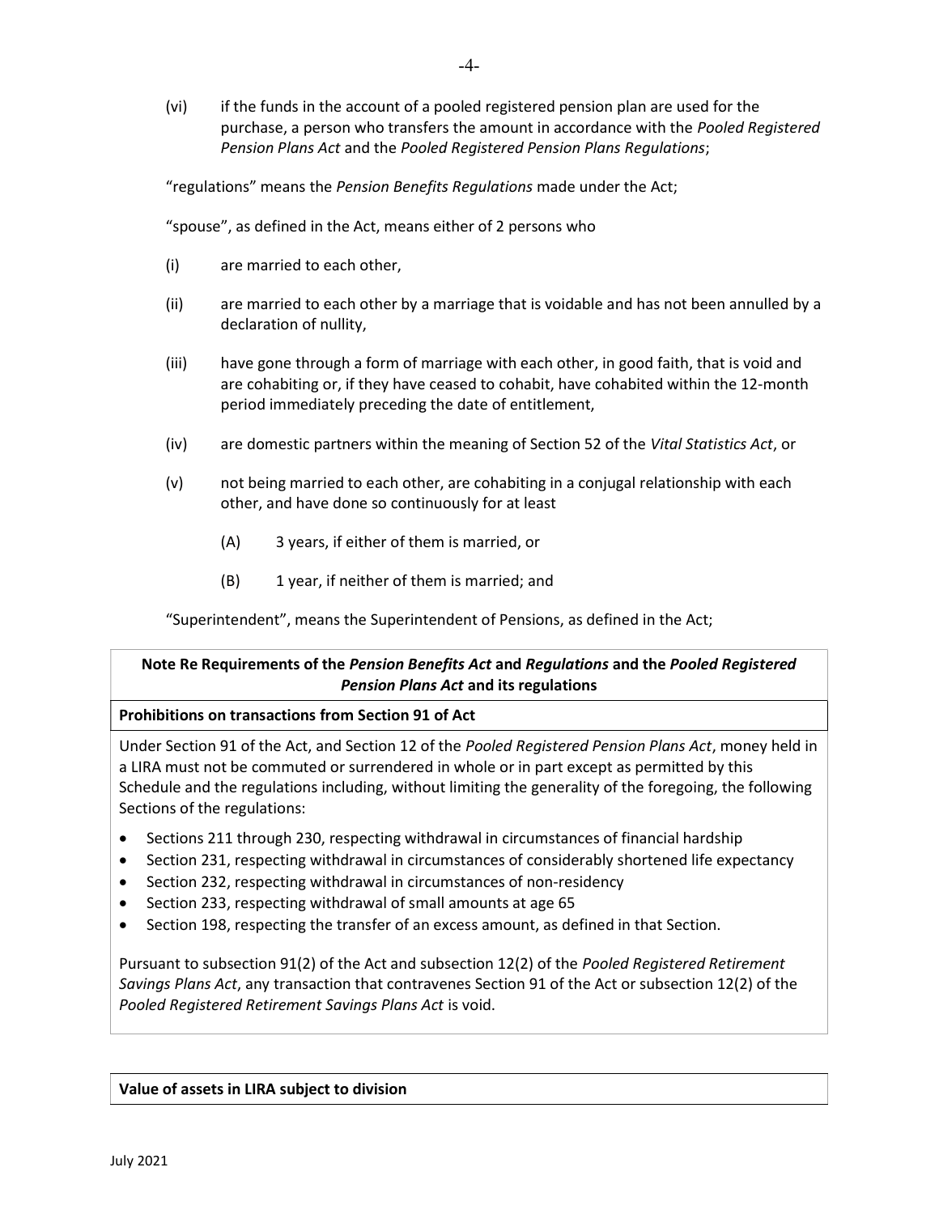(vi) if the funds in the account of a pooled registered pension plan are used for the purchase, a person who transfers the amount in accordance with the *Pooled Registered Pension Plans Act* and the *Pooled Registered Pension Plans Regulations*;

"regulations" means the *Pension Benefits Regulations* made under the Act;

"spouse", as defined in the Act, means either of 2 persons who

(i) are married to each other,

(ii) are married to each other by a marriage that is voidable and has not been annulled by a declaration of nullity,

(iii) have gone through a form of marriage with each other, in good faith, that is void and are cohabiting or, if they have ceased to cohabit, have cohabited within the 12-month period immediately preceding the date of entitlement,

(iv) are domestic partners within the meaning of Section 52 of the *Vital Statistics Act*, or

(v) not being married to each other, are cohabiting in a conjugal relationship with each other, and have done so continuously for at least

 (A) 3 years, if either of them is married, or

 (B) 1 year, if neither of them is married; and

"Superintendent", means the Superintendent of Pensions, as defined in the Act;

**Note Re Requirements of the *Pension Benefits Act* and *Regulations* and the *Pooled Registered Pension Plans Act* and its regulations**

**Prohibitions on transactions from Section 91 of Act**

Under Section 91 of the Act, and Section 12 of the *Pooled Registered Pension Plans Act*, money held in a LIRA must not be commuted or surrendered in whole or in part except as permitted by this Schedule and the regulations including, without limiting the generality of the foregoing, the following Sections of the regulations:

- Sections 211 through 230, respecting withdrawal in circumstances of financial hardship
- Section 231, respecting withdrawal in circumstances of considerably shortened life expectancy
- Section 232, respecting withdrawal in circumstances of non-residency
- Section 233, respecting withdrawal of small amounts at age 65
- Section 198, respecting the transfer of an excess amount, as defined in that Section.

Pursuant to subsection 91(2) of the Act and subsection 12(2) of the *Pooled Registered Retirement Savings Plans Act*, any transaction that contravenes Section 91 of the Act or subsection 12(2) of the *Pooled Registered Retirement Savings Plans Act* is void.

**Value of assets in LIRA subject to division**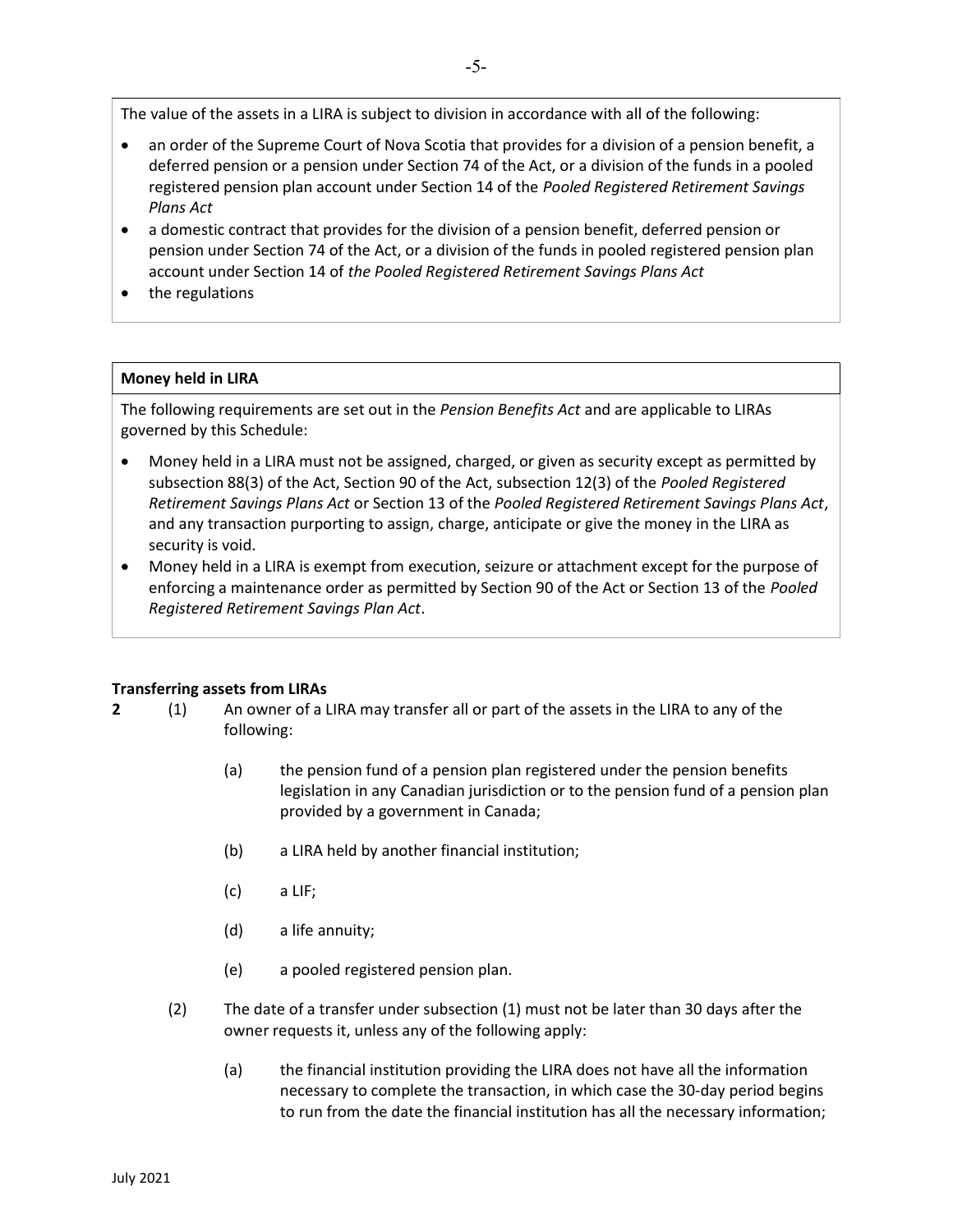The value of the assets in a LIRA is subject to division in accordance with all of the following:

- an order of the Supreme Court of Nova Scotia that provides for a division of a pension benefit, a deferred pension or a pension under Section 74 of the Act, or a division of the funds in a pooled registered pension plan account under Section 14 of the *Pooled Registered Retirement Savings Plans Act*
- a domestic contract that provides for the division of a pension benefit, deferred pension or pension under Section 74 of the Act, or a division of the funds in pooled registered pension plan account under Section 14 of *the Pooled Registered Retirement Savings Plans Act*
- the regulations

**Money held in LIRA**

The following requirements are set out in the *Pension Benefits Act* and are applicable to LIRAs governed by this Schedule:

- Money held in a LIRA must not be assigned, charged, or given as security except as permitted by subsection 88(3) of the Act, Section 90 of the Act, subsection 12(3) of the *Pooled Registered Retirement Savings Plans Act* or Section 13 of the *Pooled Registered Retirement Savings Plans Act*, and any transaction purporting to assign, charge, anticipate or give the money in the LIRA as security is void.
- Money held in a LIRA is exempt from execution, seizure or attachment except for the purpose of enforcing a maintenance order as permitted by Section 90 of the Act or Section 13 of the *Pooled Registered Retirement Savings Plan Act*.

**Transferring assets from LIRAs**

**2** (1) An owner of a LIRA may transfer all or part of the assets in the LIRA to any of the following:

(a) the pension fund of a pension plan registered under the pension benefits legislation in any Canadian jurisdiction or to the pension fund of a pension plan provided by a government in Canada;

(b) a LIRA held by another financial institution;

(c) a LIF;

(d) a life annuity;

(e) a pooled registered pension plan.

(2) The date of a transfer under subsection (1) must not be later than 30 days after the owner requests it, unless any of the following apply:

(a) the financial institution providing the LIRA does not have all the information necessary to complete the transaction, in which case the 30-day period begins to run from the date the financial institution has all the necessary information;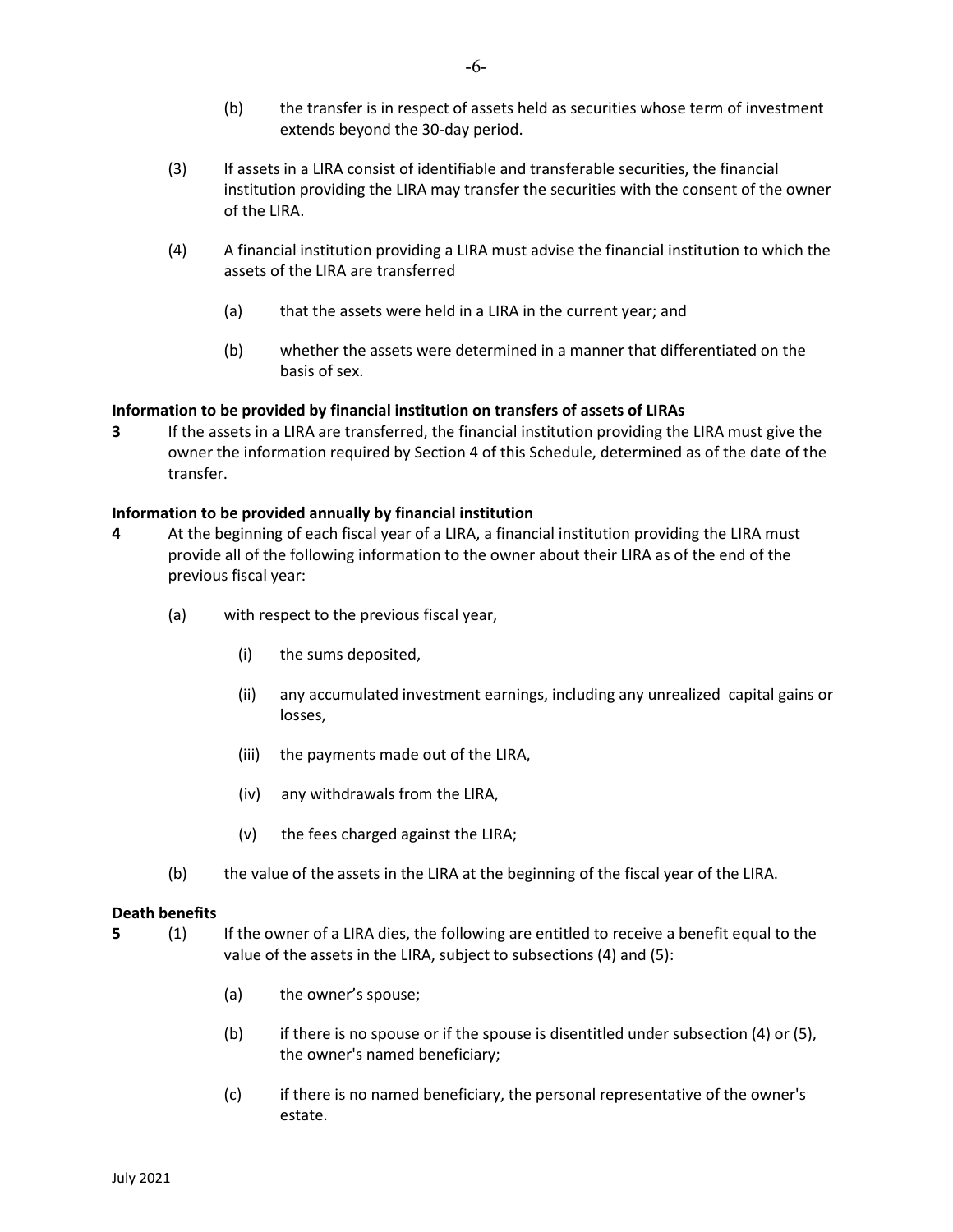(b) the transfer is in respect of assets held as securities whose term of investment extends beyond the 30-day period.

(3) If assets in a LIRA consist of identifiable and transferable securities, the financial institution providing the LIRA may transfer the securities with the consent of the owner of the LIRA.

(4) A financial institution providing a LIRA must advise the financial institution to which the assets of the LIRA are transferred

(a) that the assets were held in a LIRA in the current year; and

(b) whether the assets were determined in a manner that differentiated on the basis of sex.

**Information to be provided by financial institution on transfers of assets of LIRAs**

**3** If the assets in a LIRA are transferred, the financial institution providing the LIRA must give the owner the information required by Section 4 of this Schedule, determined as of the date of the transfer.

**Information to be provided annually by financial institution**

**4** At the beginning of each fiscal year of a LIRA, a financial institution providing the LIRA must provide all of the following information to the owner about their LIRA as of the end of the previous fiscal year:

(a) with respect to the previous fiscal year,

(i) the sums deposited,

(ii) any accumulated investment earnings, including any unrealized capital gains or losses,

(iii) the payments made out of the LIRA,

(iv) any withdrawals from the LIRA,

(v) the fees charged against the LIRA;

(b) the value of the assets in the LIRA at the beginning of the fiscal year of the LIRA.

**Death benefits**

**5** (1) If the owner of a LIRA dies, the following are entitled to receive a benefit equal to the value of the assets in the LIRA, subject to subsections (4) and (5):

(a) the owner's spouse;

(b) if there is no spouse or if the spouse is disentitled under subsection (4) or (5), the owner's named beneficiary;

(c) if there is no named beneficiary, the personal representative of the owner's estate.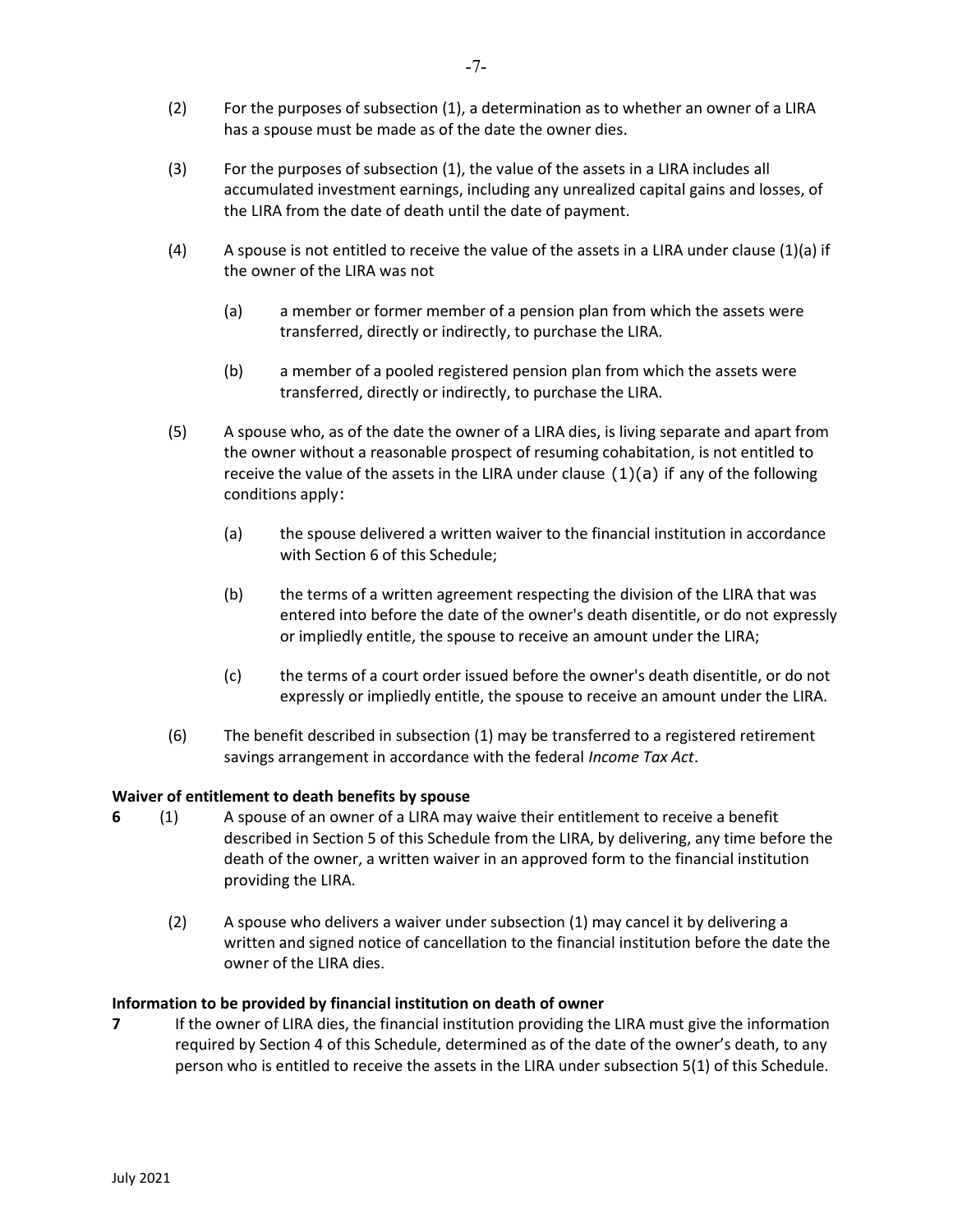(2) For the purposes of subsection (1), a determination as to whether an owner of a LIRA has a spouse must be made as of the date the owner dies.

(3) For the purposes of subsection (1), the value of the assets in a LIRA includes all accumulated investment earnings, including any unrealized capital gains and losses, of the LIRA from the date of death until the date of payment.

(4) A spouse is not entitled to receive the value of the assets in a LIRA under clause (1)(a) if the owner of the LIRA was not

(a) a member or former member of a pension plan from which the assets were transferred, directly or indirectly, to purchase the LIRA.

(b) a member of a pooled registered pension plan from which the assets were transferred, directly or indirectly, to purchase the LIRA.

(5) A spouse who, as of the date the owner of a LIRA dies, is living separate and apart from the owner without a reasonable prospect of resuming cohabitation, is not entitled to receive the value of the assets in the LIRA under clause (1)(a) if any of the following conditions apply:

(a) the spouse delivered a written waiver to the financial institution in accordance with Section 6 of this Schedule;

(b) the terms of a written agreement respecting the division of the LIRA that was entered into before the date of the owner's death disentitle, or do not expressly or impliedly entitle, the spouse to receive an amount under the LIRA;

(c) the terms of a court order issued before the owner's death disentitle, or do not expressly or impliedly entitle, the spouse to receive an amount under the LIRA.

(6) The benefit described in subsection (1) may be transferred to a registered retirement savings arrangement in accordance with the federal *Income Tax Act*.

**Waiver of entitlement to death benefits by spouse**

**6** (1) A spouse of an owner of a LIRA may waive their entitlement to receive a benefit described in Section 5 of this Schedule from the LIRA, by delivering, any time before the death of the owner, a written waiver in an approved form to the financial institution providing the LIRA.

(2) A spouse who delivers a waiver under subsection (1) may cancel it by delivering a written and signed notice of cancellation to the financial institution before the date the owner of the LIRA dies.

**Information to be provided by financial institution on death of owner**

**7** If the owner of LIRA dies, the financial institution providing the LIRA must give the information required by Section 4 of this Schedule, determined as of the date of the owner's death, to any person who is entitled to receive the assets in the LIRA under subsection 5(1) of this Schedule.

July 2021